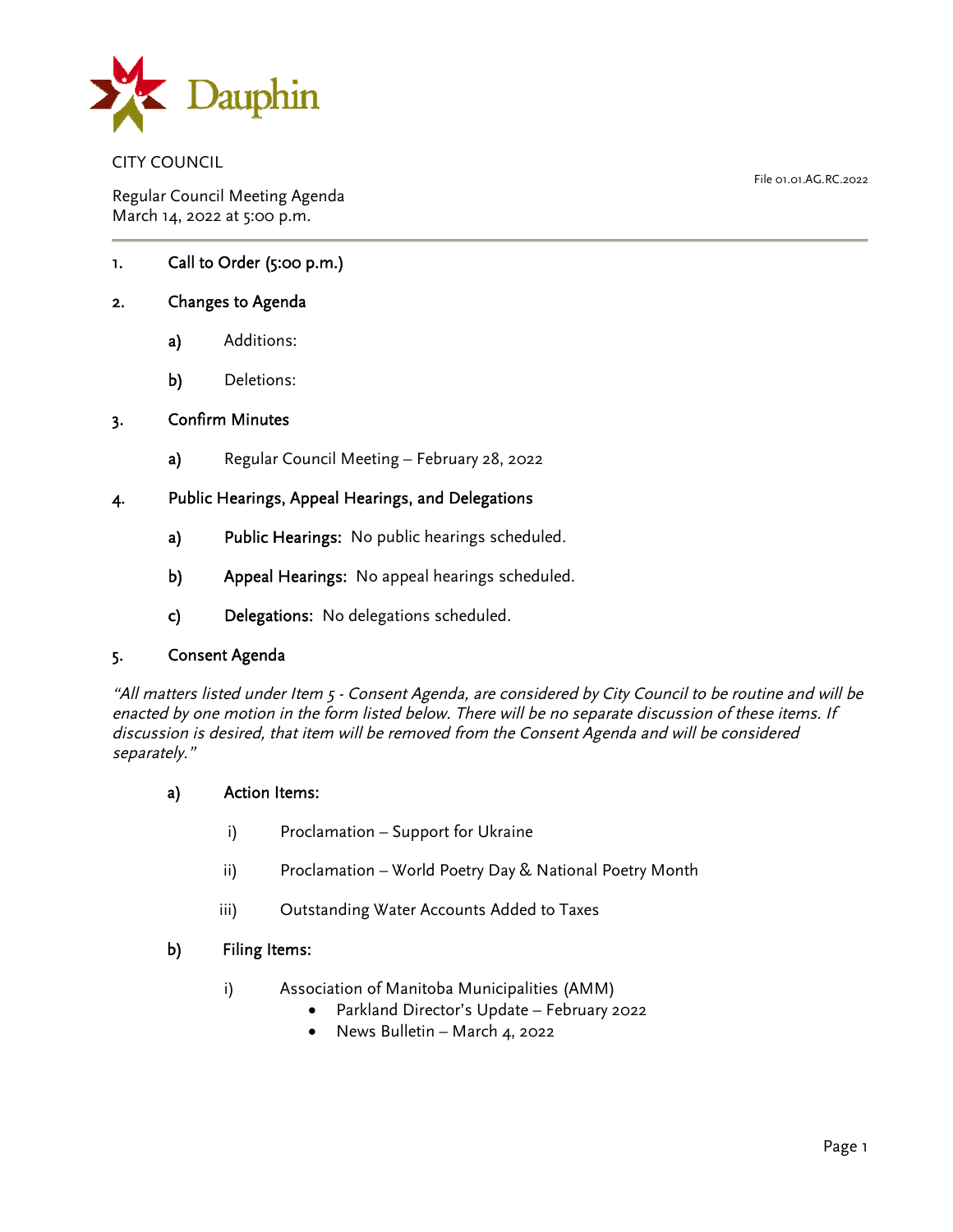Dauphin

CITY COUNCIL

File 01.01.AG.RC.2022

Regular Council Meeting Agenda
March 14, 2022 at 5:00 p.m.

1. **Call to Order (5:00 p.m.)**

2. **Changes to Agenda**

   a) Additions:

   b) Deletions:

3. **Confirm Minutes**

   a) Regular Council Meeting – February 28, 2022

4. **Public Hearings, Appeal Hearings, and Delegations**

   a) **Public Hearings:** No public hearings scheduled.

   b) **Appeal Hearings:** No appeal hearings scheduled.

   c) **Delegations:** No delegations scheduled.

5. **Consent Agenda**

*"All matters listed under Item 5 - Consent Agenda, are considered by City Council to be routine and will be enacted by one motion in the form listed below. There will be no separate discussion of these items. If discussion is desired, that item will be removed from the Consent Agenda and will be considered separately."*

   a) **Action Items:**

      i) Proclamation – Support for Ukraine

      ii) Proclamation – World Poetry Day & National Poetry Month

      iii) Outstanding Water Accounts Added to Taxes

   b) **Filing Items:**

      i) Association of Manitoba Municipalities (AMM)
         - Parkland Director's Update – February 2022
         - News Bulletin – March 4, 2022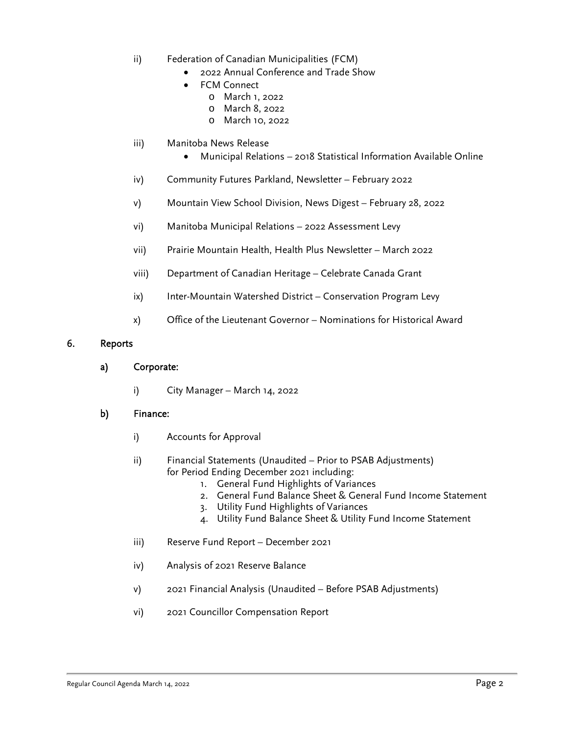ii) Federation of Canadian Municipalities (FCM)

- 2022 Annual Conference and Trade Show
- FCM Connect
  - March 1, 2022
  - March 8, 2022
  - March 10, 2022

iii) Manitoba News Release

- Municipal Relations – 2018 Statistical Information Available Online

iv) Community Futures Parkland, Newsletter – February 2022

v) Mountain View School Division, News Digest – February 28, 2022

vi) Manitoba Municipal Relations – 2022 Assessment Levy

vii) Prairie Mountain Health, Health Plus Newsletter – March 2022

viii) Department of Canadian Heritage – Celebrate Canada Grant

ix) Inter-Mountain Watershed District – Conservation Program Levy

x) Office of the Lieutenant Governor – Nominations for Historical Award

## 6. Reports

### a) Corporate:

i) City Manager – March 14, 2022

### b) Finance:

i) Accounts for Approval

ii) Financial Statements (Unaudited – Prior to PSAB Adjustments) for Period Ending December 2021 including:

1. General Fund Highlights of Variances
2. General Fund Balance Sheet & General Fund Income Statement
3. Utility Fund Highlights of Variances
4. Utility Fund Balance Sheet & Utility Fund Income Statement

iii) Reserve Fund Report – December 2021

iv) Analysis of 2021 Reserve Balance

v) 2021 Financial Analysis (Unaudited – Before PSAB Adjustments)

vi) 2021 Councillor Compensation Report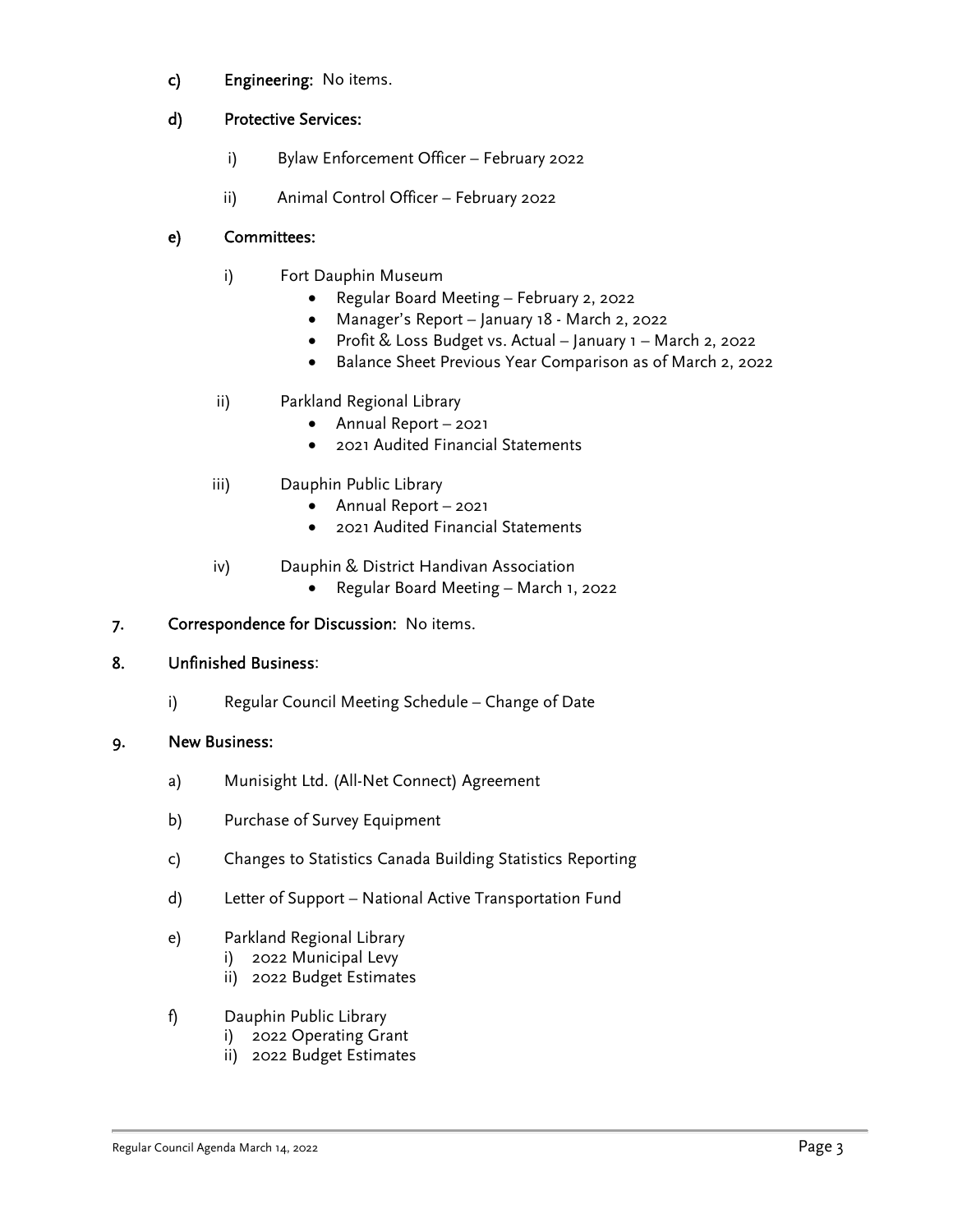c) **Engineering:** No items.

d) **Protective Services:**

   i) Bylaw Enforcement Officer – February 2022

   ii) Animal Control Officer – February 2022

e) **Committees:**

   i) Fort Dauphin Museum
   - Regular Board Meeting – February 2, 2022
   - Manager's Report – January 18 - March 2, 2022
   - Profit & Loss Budget vs. Actual – January 1 – March 2, 2022
   - Balance Sheet Previous Year Comparison as of March 2, 2022

   ii) Parkland Regional Library
   - Annual Report – 2021
   - 2021 Audited Financial Statements

   iii) Dauphin Public Library
   - Annual Report – 2021
   - 2021 Audited Financial Statements

   iv) Dauphin & District Handivan Association
   - Regular Board Meeting – March 1, 2022

7. **Correspondence for Discussion:** No items.

8. **Unfinished Business:**

   i) Regular Council Meeting Schedule – Change of Date

9. **New Business:**

   a) Munisight Ltd. (All-Net Connect) Agreement

   b) Purchase of Survey Equipment

   c) Changes to Statistics Canada Building Statistics Reporting

   d) Letter of Support – National Active Transportation Fund

   e) Parkland Regional Library
      i) 2022 Municipal Levy
      ii) 2022 Budget Estimates

   f) Dauphin Public Library
      i) 2022 Operating Grant
      ii) 2022 Budget Estimates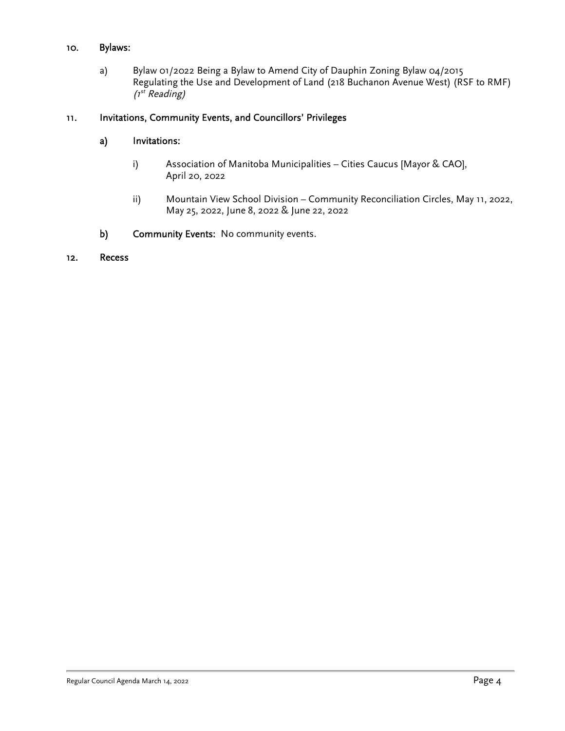## 10. Bylaws:

a) Bylaw 01/2022 Being a Bylaw to Amend City of Dauphin Zoning Bylaw 04/2015 Regulating the Use and Development of Land (218 Buchanon Avenue West) (RSF to RMF) *(1st Reading)*

## 11. Invitations, Community Events, and Councillors' Privileges

### a) Invitations:

i) Association of Manitoba Municipalities – Cities Caucus [Mayor & CAO], April 20, 2022

ii) Mountain View School Division – Community Reconciliation Circles, May 11, 2022, May 25, 2022, June 8, 2022 & June 22, 2022

### b) Community Events: No community events.

## 12. Recess